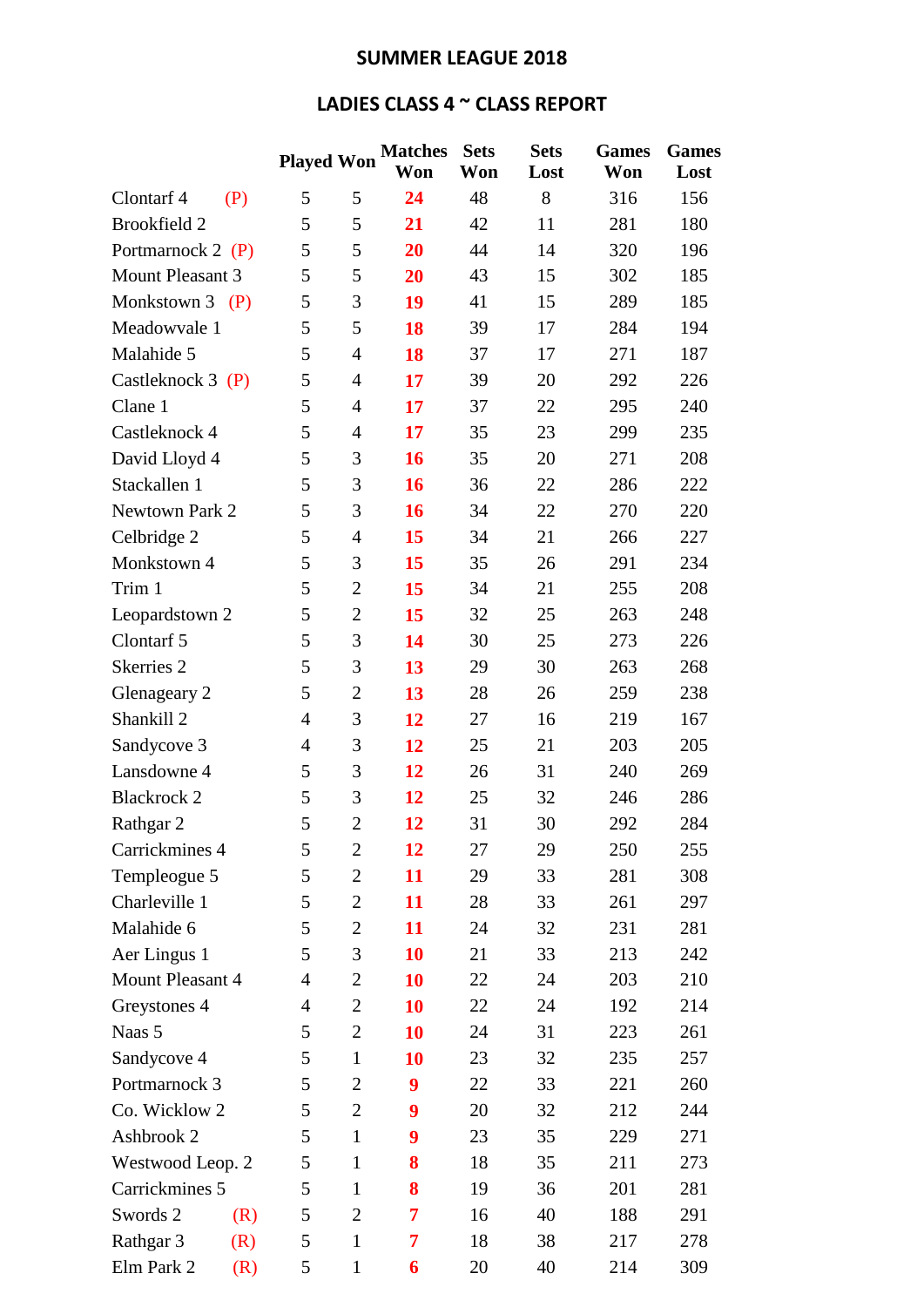## SUMMER LEAGUE 2018

## LADIES CLASS 4 ~ CLASS REPORT

| | Played | Won | Matches Won | Sets Won | Sets Lost | Games Won | Games Lost |
|---|---|---|---|---|---|---|---|
| Clontarf 4 (P) | 5 | 5 | **24** | 48 | 8 | 316 | 156 |
| Brookfield 2 | 5 | 5 | **21** | 42 | 11 | 281 | 180 |
| Portmarnock 2 (P) | 5 | 5 | **20** | 44 | 14 | 320 | 196 |
| Mount Pleasant 3 | 5 | 5 | **20** | 43 | 15 | 302 | 185 |
| Monkstown 3 (P) | 5 | 3 | **19** | 41 | 15 | 289 | 185 |
| Meadowvale 1 | 5 | 5 | **18** | 39 | 17 | 284 | 194 |
| Malahide 5 | 5 | 4 | **18** | 37 | 17 | 271 | 187 |
| Castleknock 3 (P) | 5 | 4 | **17** | 39 | 20 | 292 | 226 |
| Clane 1 | 5 | 4 | **17** | 37 | 22 | 295 | 240 |
| Castleknock 4 | 5 | 4 | **17** | 35 | 23 | 299 | 235 |
| David Lloyd 4 | 5 | 3 | **16** | 35 | 20 | 271 | 208 |
| Stackallen 1 | 5 | 3 | **16** | 36 | 22 | 286 | 222 |
| Newtown Park 2 | 5 | 3 | **16** | 34 | 22 | 270 | 220 |
| Celbridge 2 | 5 | 4 | **15** | 34 | 21 | 266 | 227 |
| Monkstown 4 | 5 | 3 | **15** | 35 | 26 | 291 | 234 |
| Trim 1 | 5 | 2 | **15** | 34 | 21 | 255 | 208 |
| Leopardstown 2 | 5 | 2 | **15** | 32 | 25 | 263 | 248 |
| Clontarf 5 | 5 | 3 | **14** | 30 | 25 | 273 | 226 |
| Skerries 2 | 5 | 3 | **13** | 29 | 30 | 263 | 268 |
| Glenageary 2 | 5 | 2 | **13** | 28 | 26 | 259 | 238 |
| Shankill 2 | 4 | 3 | **12** | 27 | 16 | 219 | 167 |
| Sandycove 3 | 4 | 3 | **12** | 25 | 21 | 203 | 205 |
| Lansdowne 4 | 5 | 3 | **12** | 26 | 31 | 240 | 269 |
| Blackrock 2 | 5 | 3 | **12** | 25 | 32 | 246 | 286 |
| Rathgar 2 | 5 | 2 | **12** | 31 | 30 | 292 | 284 |
| Carrickmines 4 | 5 | 2 | **12** | 27 | 29 | 250 | 255 |
| Templeogue 5 | 5 | 2 | **11** | 29 | 33 | 281 | 308 |
| Charleville 1 | 5 | 2 | **11** | 28 | 33 | 261 | 297 |
| Malahide 6 | 5 | 2 | **11** | 24 | 32 | 231 | 281 |
| Aer Lingus 1 | 5 | 3 | **10** | 21 | 33 | 213 | 242 |
| Mount Pleasant 4 | 4 | 2 | **10** | 22 | 24 | 203 | 210 |
| Greystones 4 | 4 | 2 | **10** | 22 | 24 | 192 | 214 |
| Naas 5 | 5 | 2 | **10** | 24 | 31 | 223 | 261 |
| Sandycove 4 | 5 | 1 | **10** | 23 | 32 | 235 | 257 |
| Portmarnock 3 | 5 | 2 | **9** | 22 | 33 | 221 | 260 |
| Co. Wicklow 2 | 5 | 2 | **9** | 20 | 32 | 212 | 244 |
| Ashbrook 2 | 5 | 1 | **9** | 23 | 35 | 229 | 271 |
| Westwood Leop. 2 | 5 | 1 | **8** | 18 | 35 | 211 | 273 |
| Carrickmines 5 | 5 | 1 | **8** | 19 | 36 | 201 | 281 |
| Swords 2 (R) | 5 | 2 | **7** | 16 | 40 | 188 | 291 |
| Rathgar 3 (R) | 5 | 1 | **7** | 18 | 38 | 217 | 278 |
| Elm Park 2 (R) | 5 | 1 | **6** | 20 | 40 | 214 | 309 |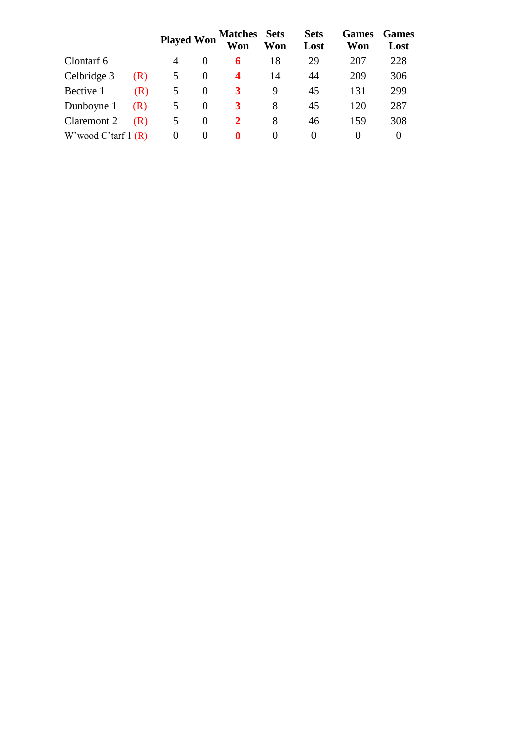| | | Played | Won | Matches Won | Sets Won | Sets Lost | Games Won | Games Lost |
|---|---|---|---|---|---|---|---|---|
| Clontarf 6 | | 4 | 0 | **6** | 18 | 29 | 207 | 228 |
| Celbridge 3 | (R) | 5 | 0 | **4** | 14 | 44 | 209 | 306 |
| Bective 1 | (R) | 5 | 0 | **3** | 9 | 45 | 131 | 299 |
| Dunboyne 1 | (R) | 5 | 0 | **3** | 8 | 45 | 120 | 287 |
| Claremont 2 | (R) | 5 | 0 | **2** | 8 | 46 | 159 | 308 |
| W'wood C'tarf 1 | (R) | 0 | 0 | **0** | 0 | 0 | 0 | 0 |